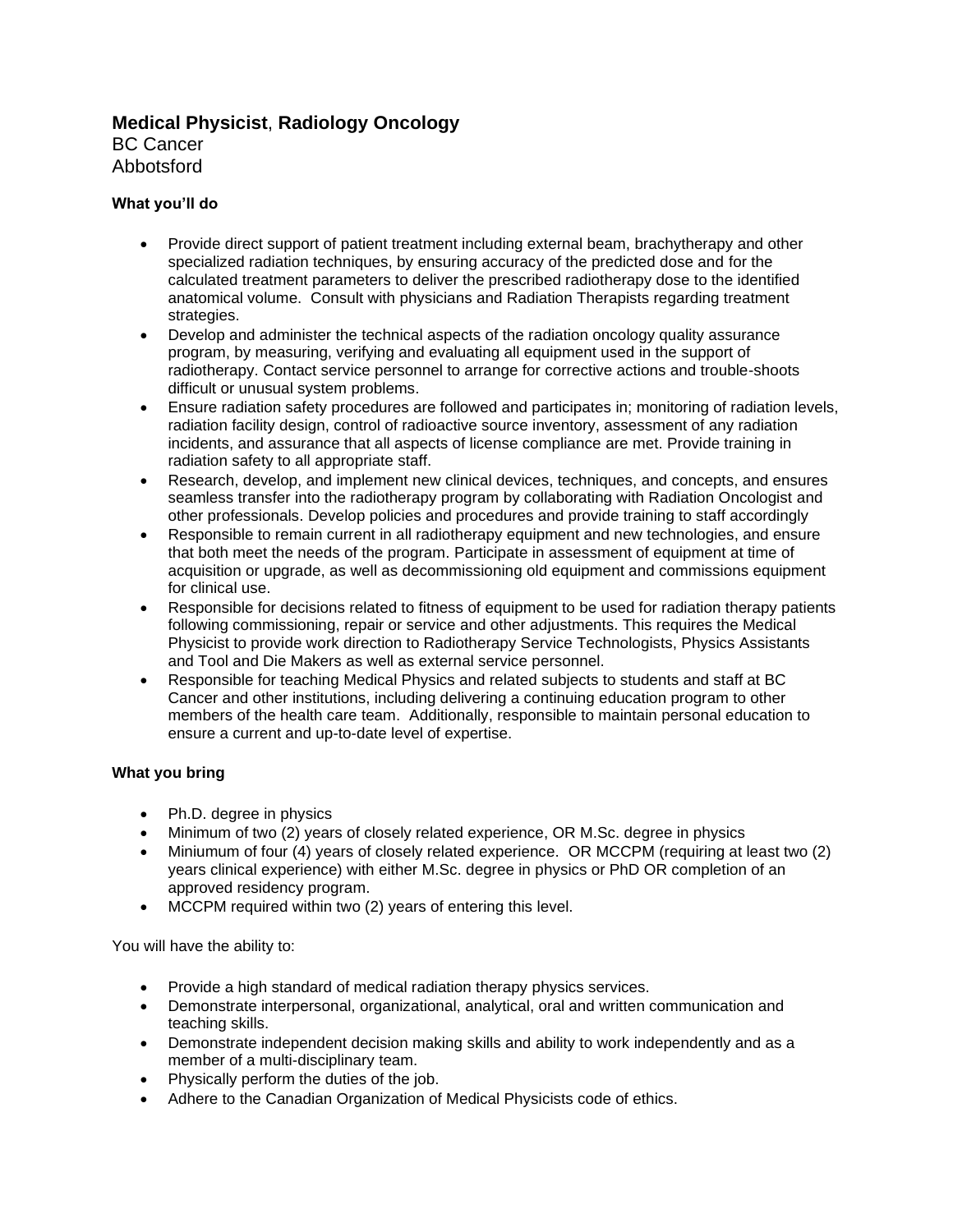**Medical Physicist**, **Radiology Oncology**
BC Cancer
Abbotsford

**What you'll do**

- Provide direct support of patient treatment including external beam, brachytherapy and other specialized radiation techniques, by ensuring accuracy of the predicted dose and for the calculated treatment parameters to deliver the prescribed radiotherapy dose to the identified anatomical volume. Consult with physicians and Radiation Therapists regarding treatment strategies.
- Develop and administer the technical aspects of the radiation oncology quality assurance program, by measuring, verifying and evaluating all equipment used in the support of radiotherapy. Contact service personnel to arrange for corrective actions and trouble-shoots difficult or unusual system problems.
- Ensure radiation safety procedures are followed and participates in; monitoring of radiation levels, radiation facility design, control of radioactive source inventory, assessment of any radiation incidents, and assurance that all aspects of license compliance are met. Provide training in radiation safety to all appropriate staff.
- Research, develop, and implement new clinical devices, techniques, and concepts, and ensures seamless transfer into the radiotherapy program by collaborating with Radiation Oncologist and other professionals. Develop policies and procedures and provide training to staff accordingly
- Responsible to remain current in all radiotherapy equipment and new technologies, and ensure that both meet the needs of the program. Participate in assessment of equipment at time of acquisition or upgrade, as well as decommissioning old equipment and commissions equipment for clinical use.
- Responsible for decisions related to fitness of equipment to be used for radiation therapy patients following commissioning, repair or service and other adjustments. This requires the Medical Physicist to provide work direction to Radiotherapy Service Technologists, Physics Assistants and Tool and Die Makers as well as external service personnel.
- Responsible for teaching Medical Physics and related subjects to students and staff at BC Cancer and other institutions, including delivering a continuing education program to other members of the health care team. Additionally, responsible to maintain personal education to ensure a current and up-to-date level of expertise.

**What you bring**

- Ph.D. degree in physics
- Minimum of two (2) years of closely related experience, OR M.Sc. degree in physics
- Miniumum of four (4) years of closely related experience. OR MCCPM (requiring at least two (2) years clinical experience) with either M.Sc. degree in physics or PhD OR completion of an approved residency program.
- MCCPM required within two (2) years of entering this level.

You will have the ability to:

- Provide a high standard of medical radiation therapy physics services.
- Demonstrate interpersonal, organizational, analytical, oral and written communication and teaching skills.
- Demonstrate independent decision making skills and ability to work independently and as a member of a multi-disciplinary team.
- Physically perform the duties of the job.
- Adhere to the Canadian Organization of Medical Physicists code of ethics.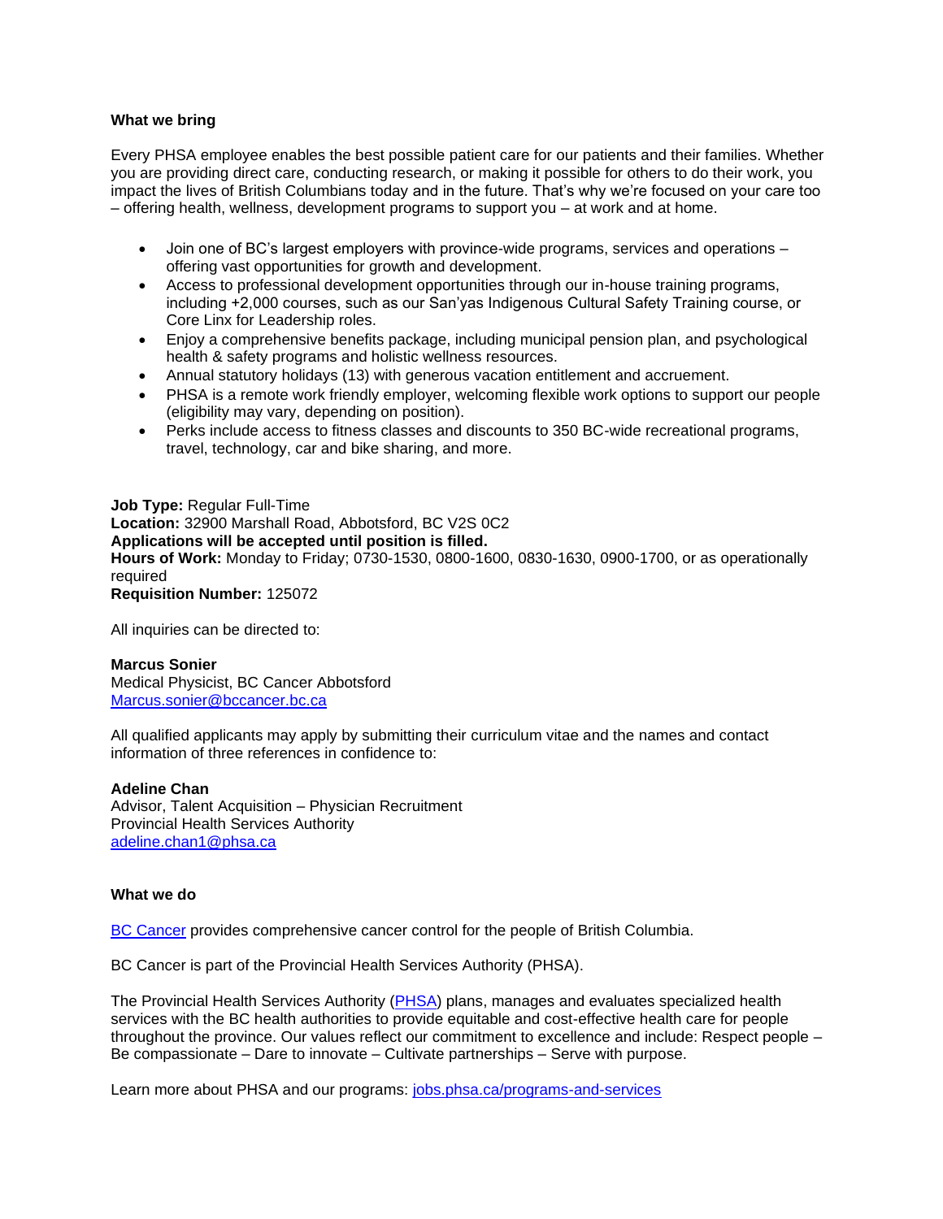**What we bring**

Every PHSA employee enables the best possible patient care for our patients and their families. Whether you are providing direct care, conducting research, or making it possible for others to do their work, you impact the lives of British Columbians today and in the future. That's why we're focused on your care too – offering health, wellness, development programs to support you – at work and at home.

- Join one of BC's largest employers with province-wide programs, services and operations – offering vast opportunities for growth and development.
- Access to professional development opportunities through our in-house training programs, including +2,000 courses, such as our San'yas Indigenous Cultural Safety Training course, or Core Linx for Leadership roles.
- Enjoy a comprehensive benefits package, including municipal pension plan, and psychological health & safety programs and holistic wellness resources.
- Annual statutory holidays (13) with generous vacation entitlement and accruement.
- PHSA is a remote work friendly employer, welcoming flexible work options to support our people (eligibility may vary, depending on position).
- Perks include access to fitness classes and discounts to 350 BC-wide recreational programs, travel, technology, car and bike sharing, and more.

**Job Type:** Regular Full-Time
**Location:** 32900 Marshall Road, Abbotsford, BC V2S 0C2
**Applications will be accepted until position is filled.**
**Hours of Work:** Monday to Friday; 0730-1530, 0800-1600, 0830-1630, 0900-1700, or as operationally required
**Requisition Number:** 125072

All inquiries can be directed to:

**Marcus Sonier**
Medical Physicist, BC Cancer Abbotsford
[Marcus.sonier@bccancer.bc.ca](mailto:Marcus.sonier@bccancer.bc.ca)

All qualified applicants may apply by submitting their curriculum vitae and the names and contact information of three references in confidence to:

**Adeline Chan**
Advisor, Talent Acquisition – Physician Recruitment
Provincial Health Services Authority
[adeline.chan1@phsa.ca](mailto:adeline.chan1@phsa.ca)

**What we do**

[BC Cancer](#) provides comprehensive cancer control for the people of British Columbia.

BC Cancer is part of the Provincial Health Services Authority (PHSA).

The Provincial Health Services Authority ([PHSA](#)) plans, manages and evaluates specialized health services with the BC health authorities to provide equitable and cost-effective health care for people throughout the province. Our values reflect our commitment to excellence and include: Respect people – Be compassionate – Dare to innovate – Cultivate partnerships – Serve with purpose.

Learn more about PHSA and our programs: [jobs.phsa.ca/programs-and-services](https://jobs.phsa.ca/programs-and-services)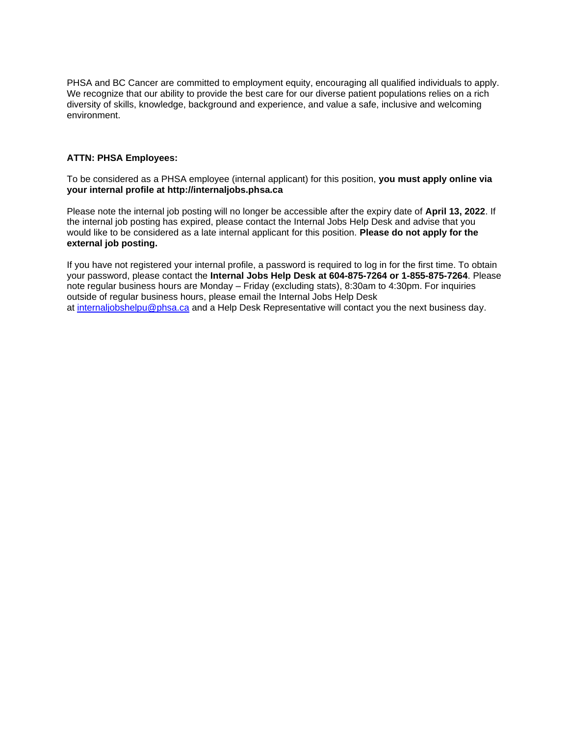PHSA and BC Cancer are committed to employment equity, encouraging all qualified individuals to apply. We recognize that our ability to provide the best care for our diverse patient populations relies on a rich diversity of skills, knowledge, background and experience, and value a safe, inclusive and welcoming environment.

**ATTN: PHSA Employees:**

To be considered as a PHSA employee (internal applicant) for this position, **you must apply online via your internal profile at http://internaljobs.phsa.ca**

Please note the internal job posting will no longer be accessible after the expiry date of **April 13, 2022**. If the internal job posting has expired, please contact the Internal Jobs Help Desk and advise that you would like to be considered as a late internal applicant for this position. **Please do not apply for the external job posting.**

If you have not registered your internal profile, a password is required to log in for the first time. To obtain your password, please contact the **Internal Jobs Help Desk at 604-875-7264 or 1-855-875-7264**. Please note regular business hours are Monday – Friday (excluding stats), 8:30am to 4:30pm. For inquiries outside of regular business hours, please email the Internal Jobs Help Desk at internaljobshelpu@phsa.ca and a Help Desk Representative will contact you the next business day.